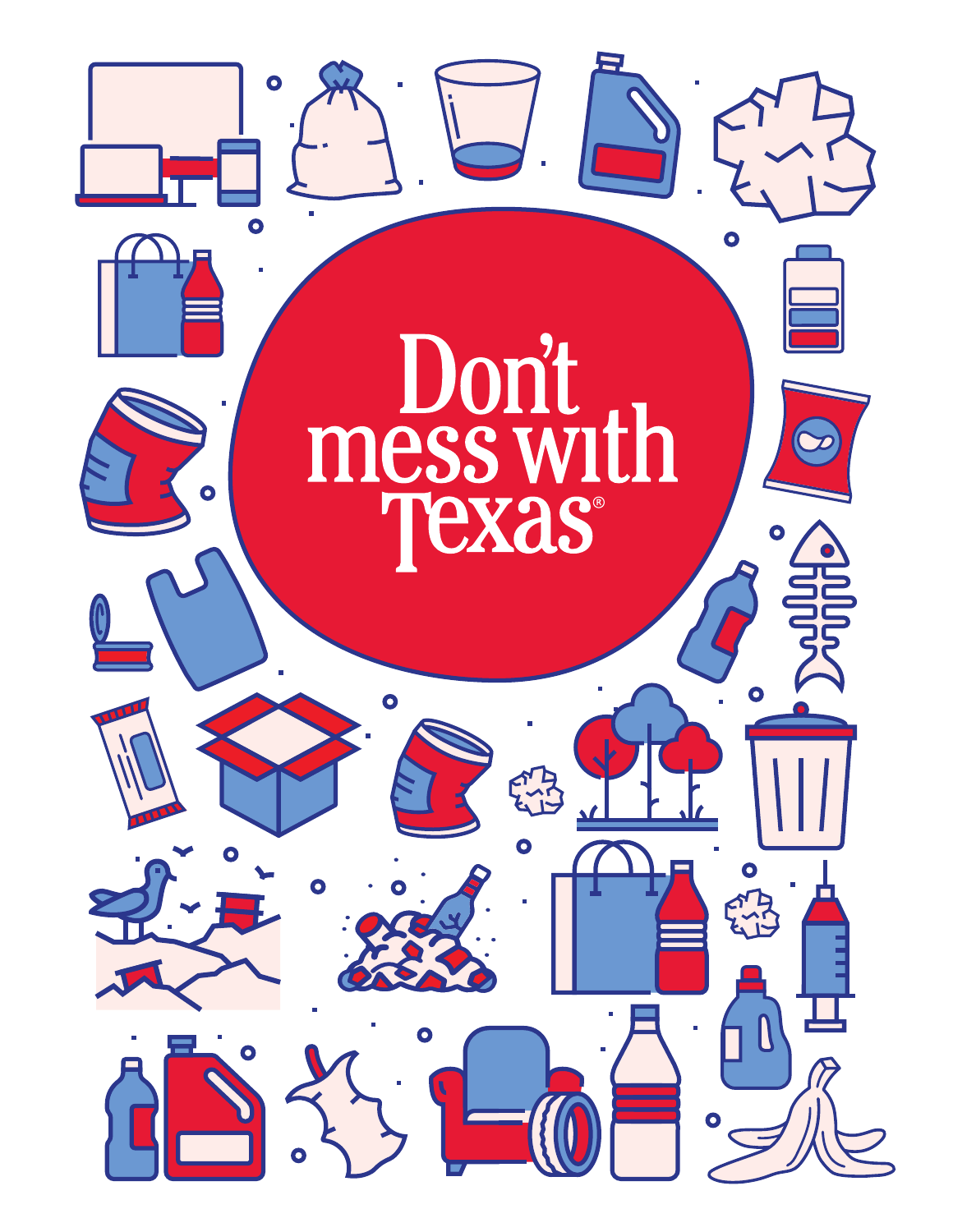# Don't mess with Texas®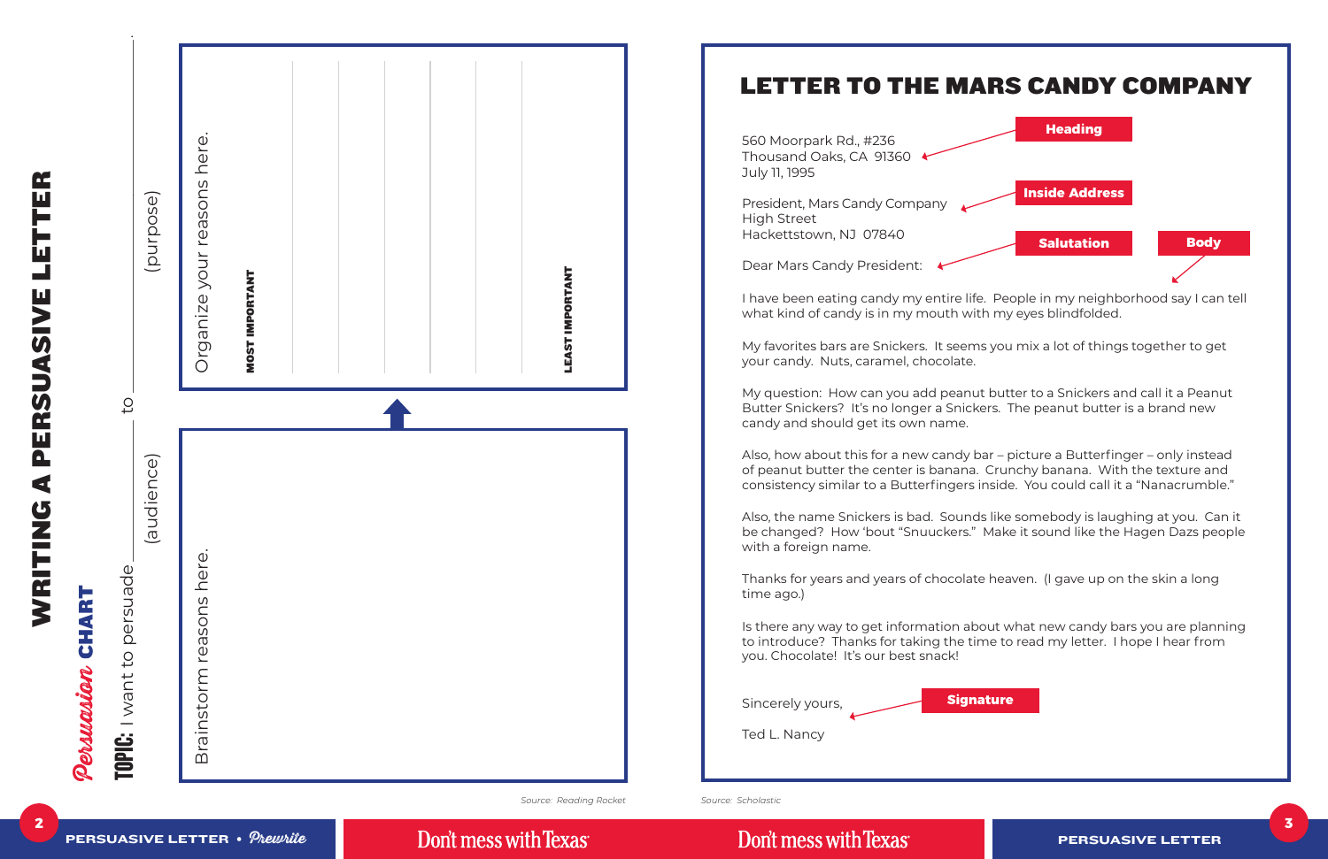# WRITING A PERSUASIVE LETTER

## *Persuasion* CHART

**TOPIC:** I want to persuade ______________ to ______________
(audience) (purpose)

Brainstorm reasons here.

Organize your reasons here.

**MOST IMPORTANT**

**LEAST IMPORTANT**

Source: Reading Rocket

# LETTER TO THE MARS CANDY COMPANY

**Heading**

560 Moorpark Rd., #236
Thousand Oaks, CA 91360
July 11, 1995

**Inside Address**

President, Mars Candy Company
High Street
Hackettstown, NJ 07840

**Salutation**

Dear Mars Candy President:

**Body**

I have been eating candy my entire life. People in my neighborhood say I can tell what kind of candy is in my mouth with my eyes blindfolded.

My favorites bars are Snickers. It seems you mix a lot of things together to get your candy. Nuts, caramel, chocolate.

My question: How can you add peanut butter to a Snickers and call it a Peanut Butter Snickers? It's no longer a Snickers. The peanut butter is a brand new candy and should get its own name.

Also, how about this for a new candy bar – picture a Butterfinger – only instead of peanut butter the center is banana. Crunchy banana. With the texture and consistency similar to a Butterfingers inside. You could call it a "Nanacrumble."

Also, the name Snickers is bad. Sounds like somebody is laughing at you. Can it be changed? How 'bout "Snuuckers." Make it sound like the Hagen Dazs people with a foreign name.

Thanks for years and years of chocolate heaven. (I gave up on the skin a long time ago.)

Is there any way to get information about what new candy bars you are planning to introduce? Thanks for taking the time to read my letter. I hope I hear from you. Chocolate! It's our best snack!

**Signature**

Sincerely yours,

Ted L. Nancy

Source: Scholastic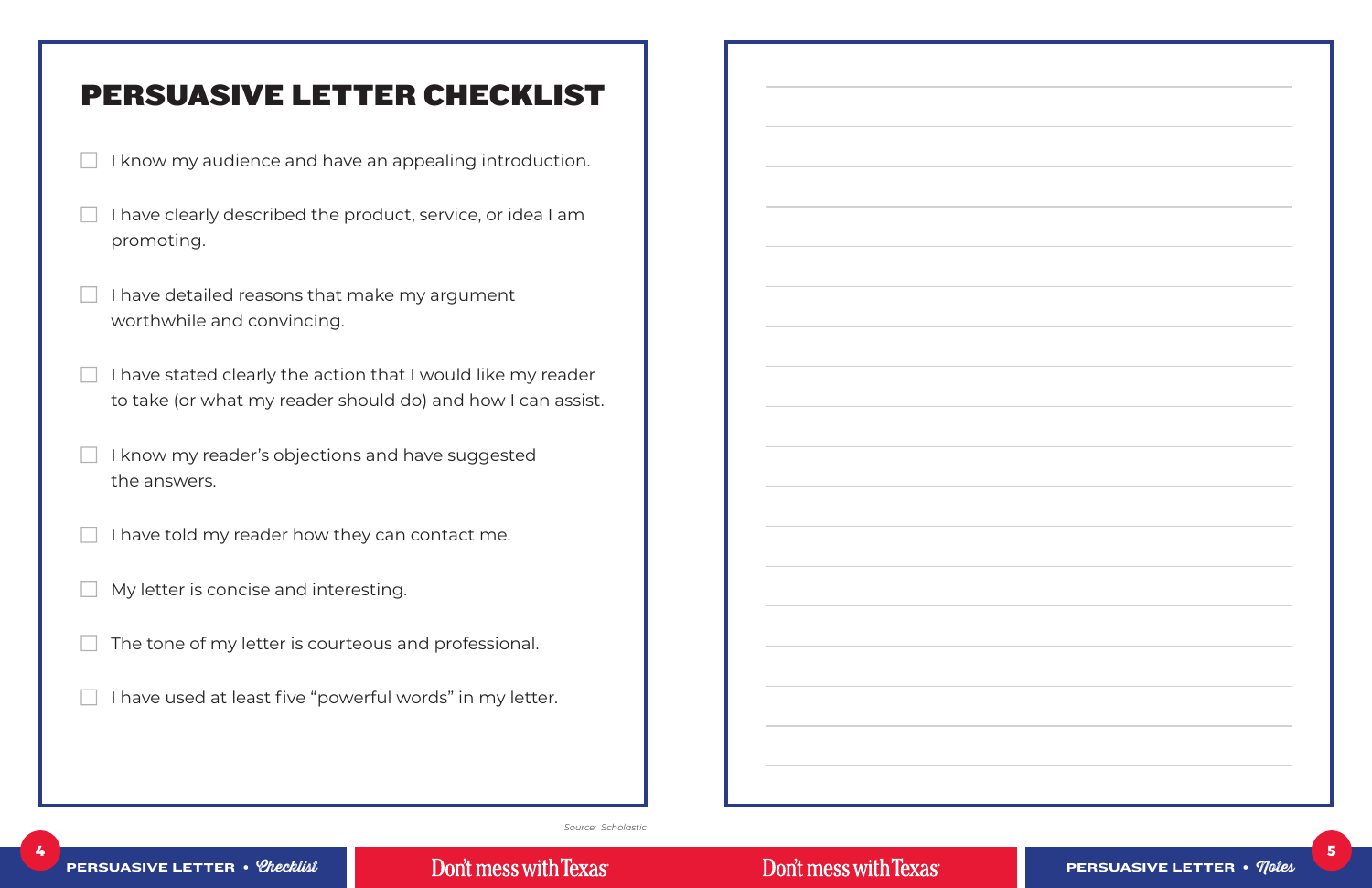# PERSUASIVE LETTER CHECKLIST

- [ ] I know my audience and have an appealing introduction.
- [ ] I have clearly described the product, service, or idea I am promoting.
- [ ] I have detailed reasons that make my argument worthwhile and convincing.
- [ ] I have stated clearly the action that I would like my reader to take (or what my reader should do) and how I can assist.
- [ ] I know my reader's objections and have suggested the answers.
- [ ] I have told my reader how they can contact me.
- [ ] My letter is concise and interesting.
- [ ] The tone of my letter is courteous and professional.
- [ ] I have used at least five "powerful words" in my letter.

*Source: Scholastic*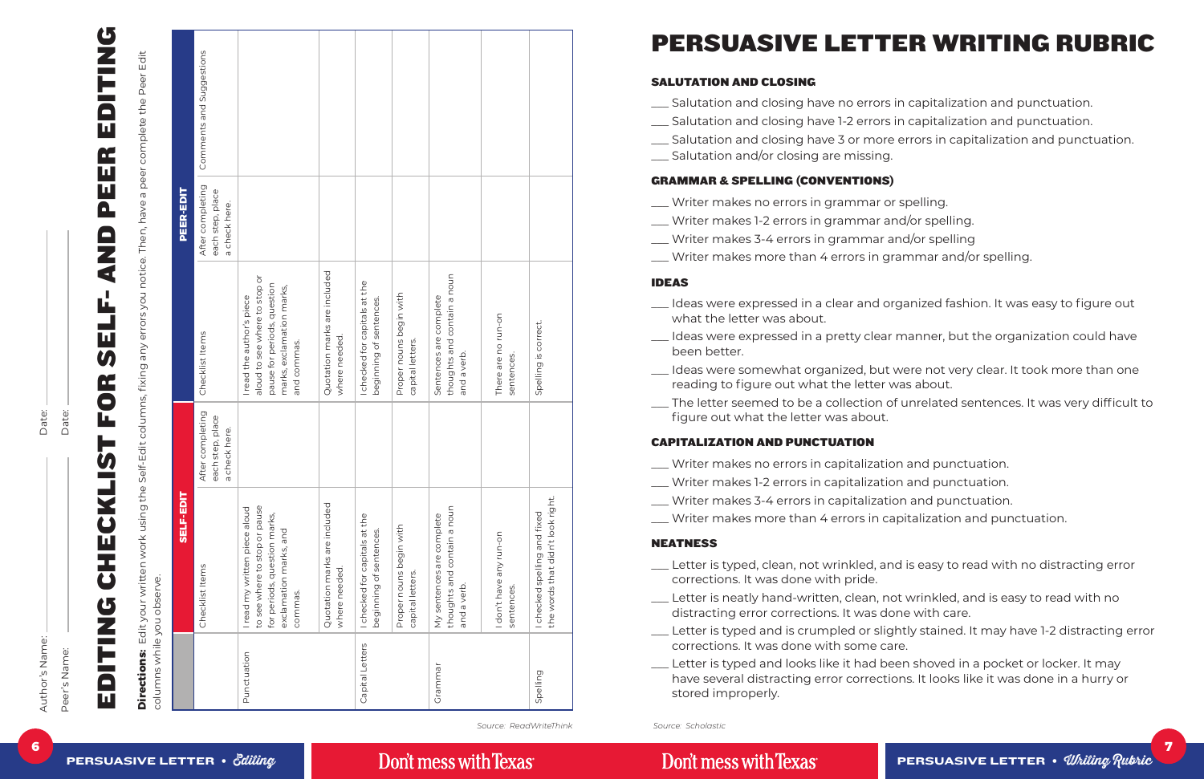Author's Name: ______________________ Date: __________

Peer's Name: ______________________ Date: __________

# EDITING CHECKLIST FOR SELF- AND PEER EDITING

**Directions:** Edit your written work using the Self-Edit columns, fixing any errors you notice. Then, have a peer complete the Peer Edit columns while you observe.

| | SELF-EDIT | | PEER-EDIT | | |
|---|---|---|---|---|---|
| | Checklist Items | After completing each step, place a check here. | Checklist Items | After completing each step, place a check here. | Comments and Suggestions |
| Punctuation | I read my written piece aloud to see where to stop or pause for periods, question marks, exclamation marks, and commas. | | I read the author's piece aloud to see where to stop or pause for periods, question marks, exclamation marks, and commas. | | |
| | Quotation marks are included where needed. | | Quotation marks are included where needed. | | |
| Capital Letters | I checked for capitals at the beginning of sentences. | | I checked for capitals at the beginning of sentences. | | |
| | Proper nouns begin with capital letters. | | Proper nouns begin with capital letters. | | |
| Grammar | My sentences are complete thoughts and contain a noun and a verb. | | Sentences are complete thoughts and contain a noun and a verb. | | |
| | I don't have any run-on sentences. | | There are no run-on sentences. | | |
| Spelling | I checked spelling and fixed the words that didn't look right. | | Spelling is correct. | | |

*Source: ReadWriteThink*

# PERSUASIVE LETTER WRITING RUBRIC

### SALUTATION AND CLOSING

- ___ Salutation and closing have no errors in capitalization and punctuation.
- ___ Salutation and closing have 1-2 errors in capitalization and punctuation.
- ___ Salutation and closing have 3 or more errors in capitalization and punctuation.
- ___ Salutation and/or closing are missing.

### GRAMMAR & SPELLING (CONVENTIONS)

- ___ Writer makes no errors in grammar or spelling.
- ___ Writer makes 1-2 errors in grammar and/or spelling.
- ___ Writer makes 3-4 errors in grammar and/or spelling
- ___ Writer makes more than 4 errors in grammar and/or spelling.

### IDEAS

- ___ Ideas were expressed in a clear and organized fashion. It was easy to figure out what the letter was about.
- ___ Ideas were expressed in a pretty clear manner, but the organization could have been better.
- ___ Ideas were somewhat organized, but were not very clear. It took more than one reading to figure out what the letter was about.
- ___ The letter seemed to be a collection of unrelated sentences. It was very difficult to figure out what the letter was about.

### CAPITALIZATION AND PUNCTUATION

- ___ Writer makes no errors in capitalization and punctuation.
- ___ Writer makes 1-2 errors in capitalization and punctuation.
- ___ Writer makes 3-4 errors in capitalization and punctuation.
- ___ Writer makes more than 4 errors in capitalization and punctuation.

### NEATNESS

- ___ Letter is typed, clean, not wrinkled, and is easy to read with no distracting error corrections. It was done with pride.
- ___ Letter is neatly hand-written, clean, not wrinkled, and is easy to read with no distracting error corrections. It was done with care.
- ___ Letter is typed and is crumpled or slightly stained. It may have 1-2 distracting error corrections. It was done with some care.
- ___ Letter is typed and looks like it had been shoved in a pocket or locker. It may have several distracting error corrections. It looks like it was done in a hurry or stored improperly.

*Source: Scholastic*